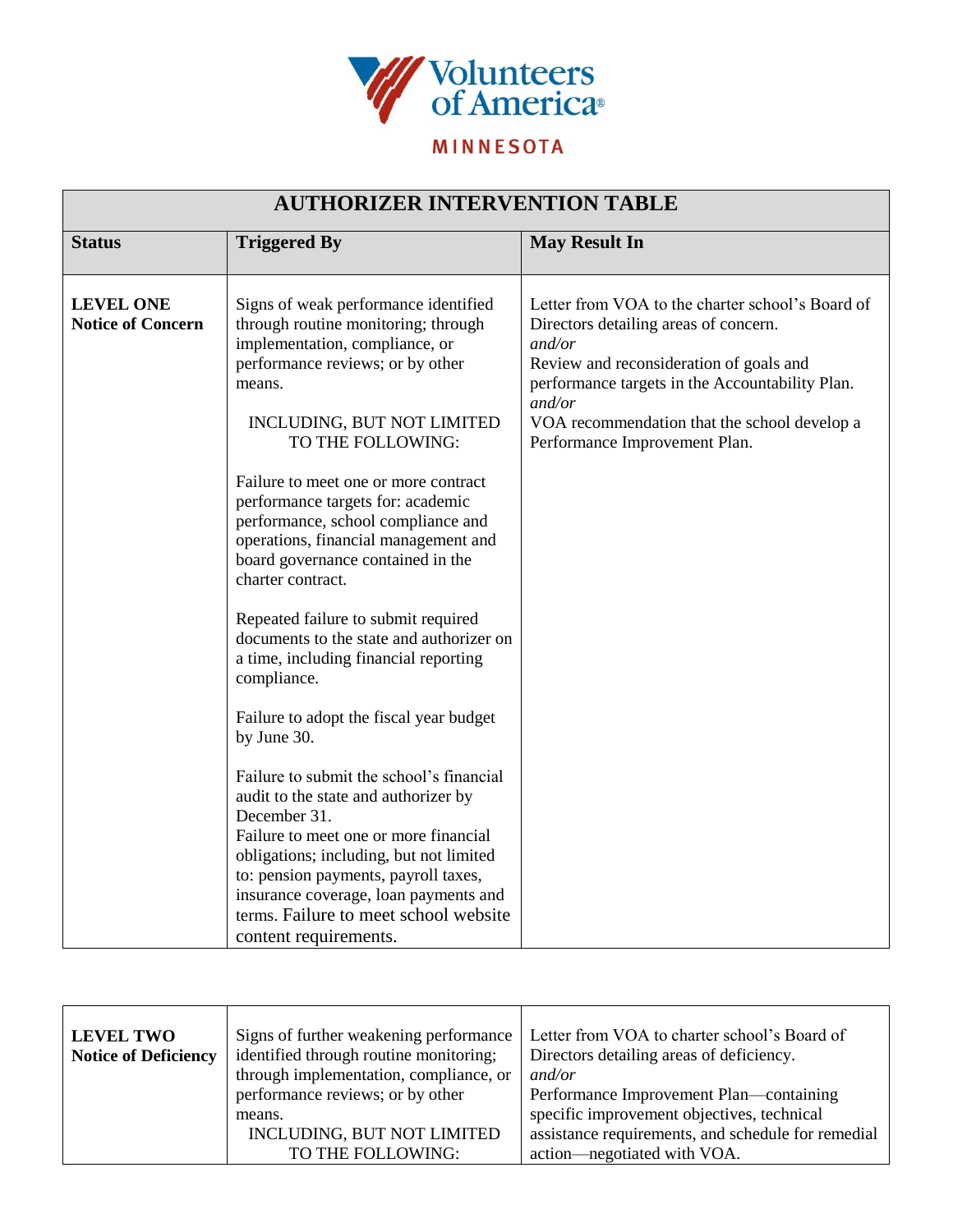Volunteers of America®

MINNESOTA

| AUTHORIZER INTERVENTION TABLE | | |
|---|---|---|
| **Status** | **Triggered By** | **May Result In** |
| **LEVEL ONE Notice of Concern** | Signs of weak performance identified through routine monitoring; through implementation, compliance, or performance reviews; or by other means.<br><br>INCLUDING, BUT NOT LIMITED TO THE FOLLOWING:<br><br>Failure to meet one or more contract performance targets for: academic performance, school compliance and operations, financial management and board governance contained in the charter contract.<br><br>Repeated failure to submit required documents to the state and authorizer on a time, including financial reporting compliance.<br><br>Failure to adopt the fiscal year budget by June 30.<br><br>Failure to submit the school's financial audit to the state and authorizer by December 31.<br>Failure to meet one or more financial obligations; including, but not limited to: pension payments, payroll taxes, insurance coverage, loan payments and terms. Failure to meet school website content requirements. | Letter from VOA to the charter school's Board of Directors detailing areas of concern.<br>*and/or*<br>Review and reconsideration of goals and performance targets in the Accountability Plan.<br>*and/or*<br>VOA recommendation that the school develop a Performance Improvement Plan. |
| **LEVEL TWO Notice of Deficiency** | Signs of further weakening performance identified through routine monitoring; through implementation, compliance, or performance reviews; or by other means.<br>INCLUDING, BUT NOT LIMITED TO THE FOLLOWING: | Letter from VOA to charter school's Board of Directors detailing areas of deficiency.<br>*and/or*<br>Performance Improvement Plan—containing specific improvement objectives, technical assistance requirements, and schedule for remedial action—negotiated with VOA. |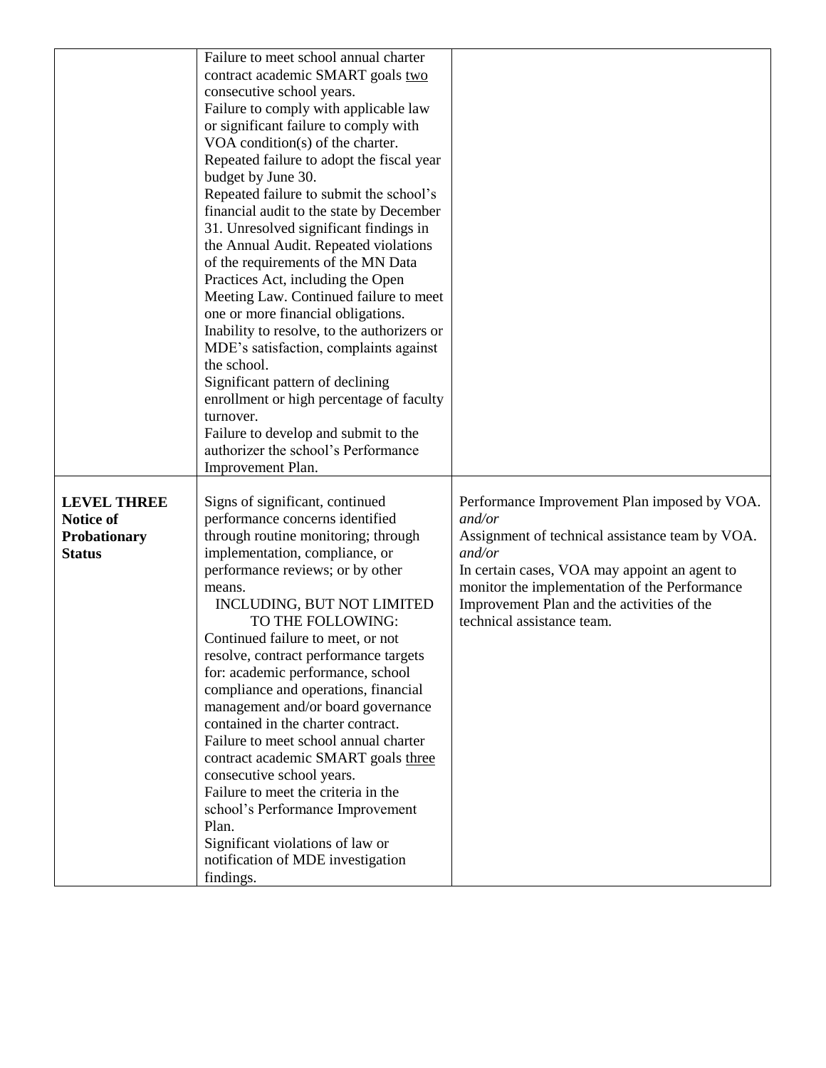| | | |
|---|---|---|
| | Failure to meet school annual charter contract academic SMART goals <u>two</u> consecutive school years.<br>Failure to comply with applicable law or significant failure to comply with VOA condition(s) of the charter.<br>Repeated failure to adopt the fiscal year budget by June 30.<br>Repeated failure to submit the school's financial audit to the state by December 31. Unresolved significant findings in the Annual Audit. Repeated violations of the requirements of the MN Data Practices Act, including the Open Meeting Law. Continued failure to meet one or more financial obligations.<br>Inability to resolve, to the authorizers or MDE's satisfaction, complaints against the school.<br>Significant pattern of declining enrollment or high percentage of faculty turnover.<br>Failure to develop and submit to the authorizer the school's Performance Improvement Plan. | |
| **LEVEL THREE Notice of Probationary Status** | Signs of significant, continued performance concerns identified through routine monitoring; through implementation, compliance, or performance reviews; or by other means.<br>INCLUDING, BUT NOT LIMITED TO THE FOLLOWING:<br>Continued failure to meet, or not resolve, contract performance targets for: academic performance, school compliance and operations, financial management and/or board governance contained in the charter contract.<br>Failure to meet school annual charter contract academic SMART goals <u>three</u> consecutive school years.<br>Failure to meet the criteria in the school's Performance Improvement Plan.<br>Significant violations of law or notification of MDE investigation findings. | Performance Improvement Plan imposed by VOA.<br>*and/or*<br>Assignment of technical assistance team by VOA.<br>*and/or*<br>In certain cases, VOA may appoint an agent to monitor the implementation of the Performance Improvement Plan and the activities of the technical assistance team. |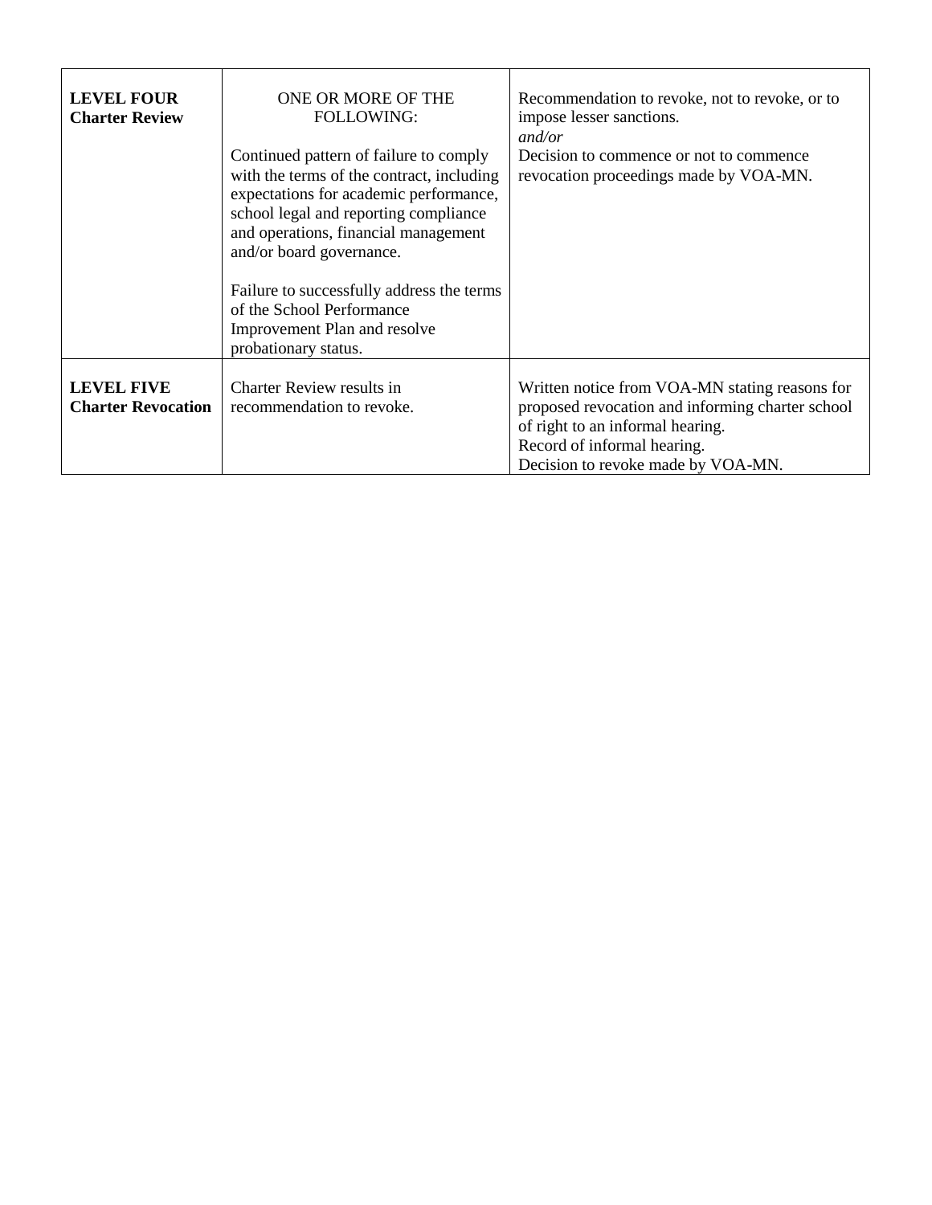| | | |
|---|---|---|
| **LEVEL FOUR Charter Review** | ONE OR MORE OF THE FOLLOWING:<br><br>Continued pattern of failure to comply with the terms of the contract, including expectations for academic performance, school legal and reporting compliance and operations, financial management and/or board governance.<br><br>Failure to successfully address the terms of the School Performance Improvement Plan and resolve probationary status. | Recommendation to revoke, not to revoke, or to impose lesser sanctions.<br>*and/or*<br>Decision to commence or not to commence revocation proceedings made by VOA-MN. |
| **LEVEL FIVE Charter Revocation** | Charter Review results in recommendation to revoke. | Written notice from VOA-MN stating reasons for proposed revocation and informing charter school of right to an informal hearing.<br>Record of informal hearing.<br>Decision to revoke made by VOA-MN. |